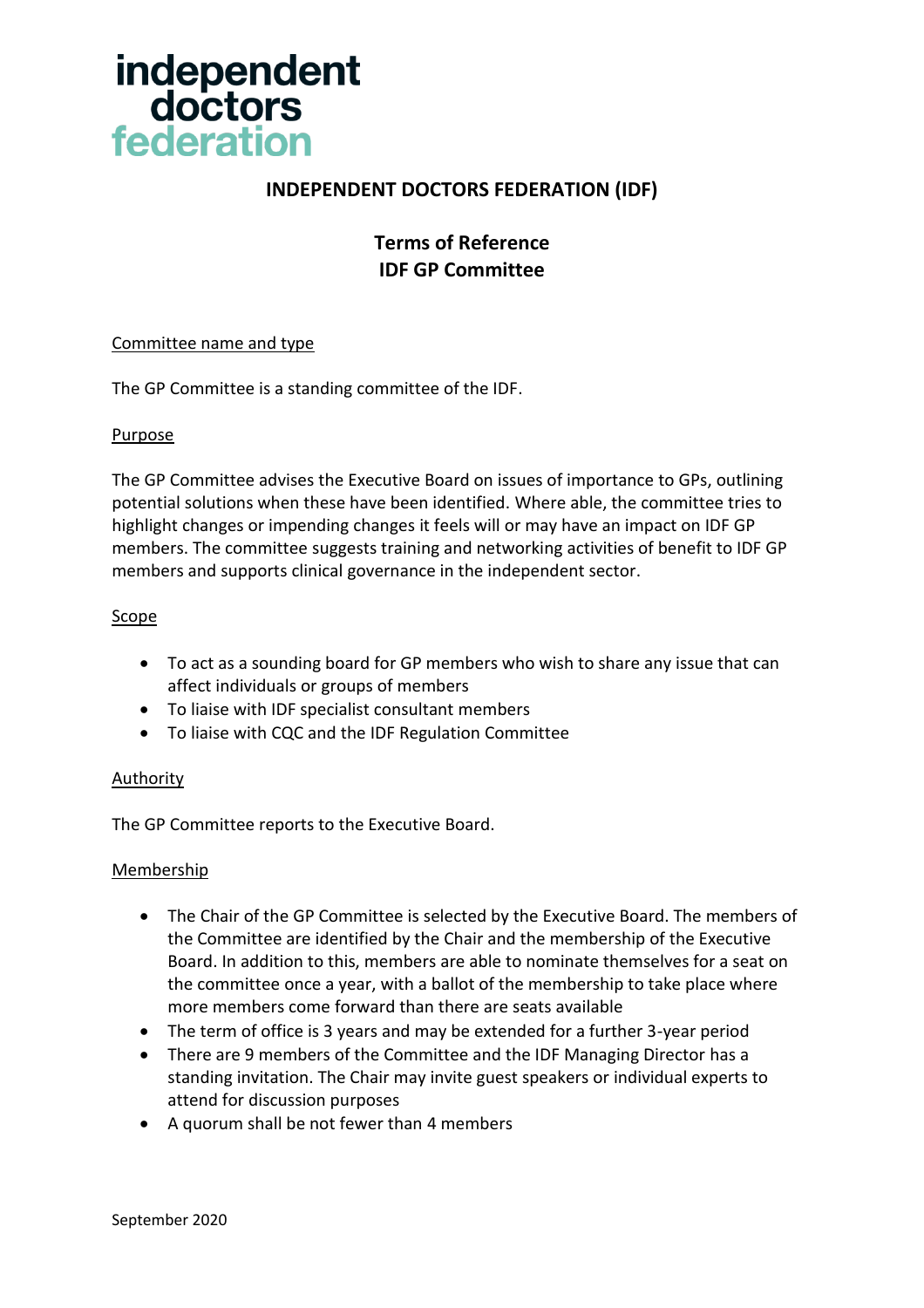independent doctors federation

# INDEPENDENT DOCTORS FEDERATION (IDF)

## Terms of Reference
## IDF GP Committee

Committee name and type

The GP Committee is a standing committee of the IDF.

Purpose

The GP Committee advises the Executive Board on issues of importance to GPs, outlining potential solutions when these have been identified. Where able, the committee tries to highlight changes or impending changes it feels will or may have an impact on IDF GP members. The committee suggests training and networking activities of benefit to IDF GP members and supports clinical governance in the independent sector.

Scope

- To act as a sounding board for GP members who wish to share any issue that can affect individuals or groups of members
- To liaise with IDF specialist consultant members
- To liaise with CQC and the IDF Regulation Committee

Authority

The GP Committee reports to the Executive Board.

Membership

- The Chair of the GP Committee is selected by the Executive Board. The members of the Committee are identified by the Chair and the membership of the Executive Board. In addition to this, members are able to nominate themselves for a seat on the committee once a year, with a ballot of the membership to take place where more members come forward than there are seats available
- The term of office is 3 years and may be extended for a further 3-year period
- There are 9 members of the Committee and the IDF Managing Director has a standing invitation. The Chair may invite guest speakers or individual experts to attend for discussion purposes
- A quorum shall be not fewer than 4 members

September 2020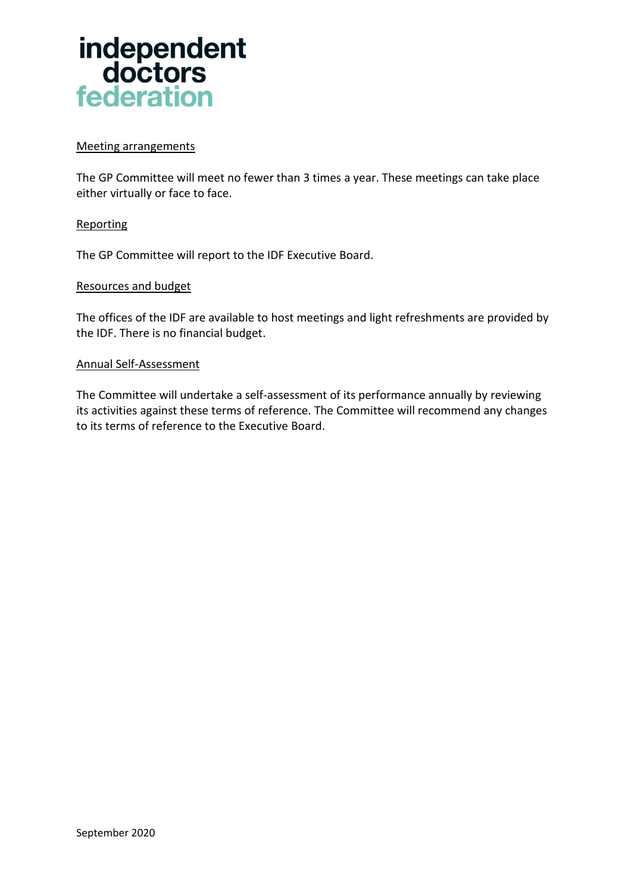independent doctors federation

Meeting arrangements

The GP Committee will meet no fewer than 3 times a year. These meetings can take place either virtually or face to face.

Reporting

The GP Committee will report to the IDF Executive Board.

Resources and budget

The offices of the IDF are available to host meetings and light refreshments are provided by the IDF. There is no financial budget.

Annual Self-Assessment

The Committee will undertake a self-assessment of its performance annually by reviewing its activities against these terms of reference. The Committee will recommend any changes to its terms of reference to the Executive Board.

September 2020